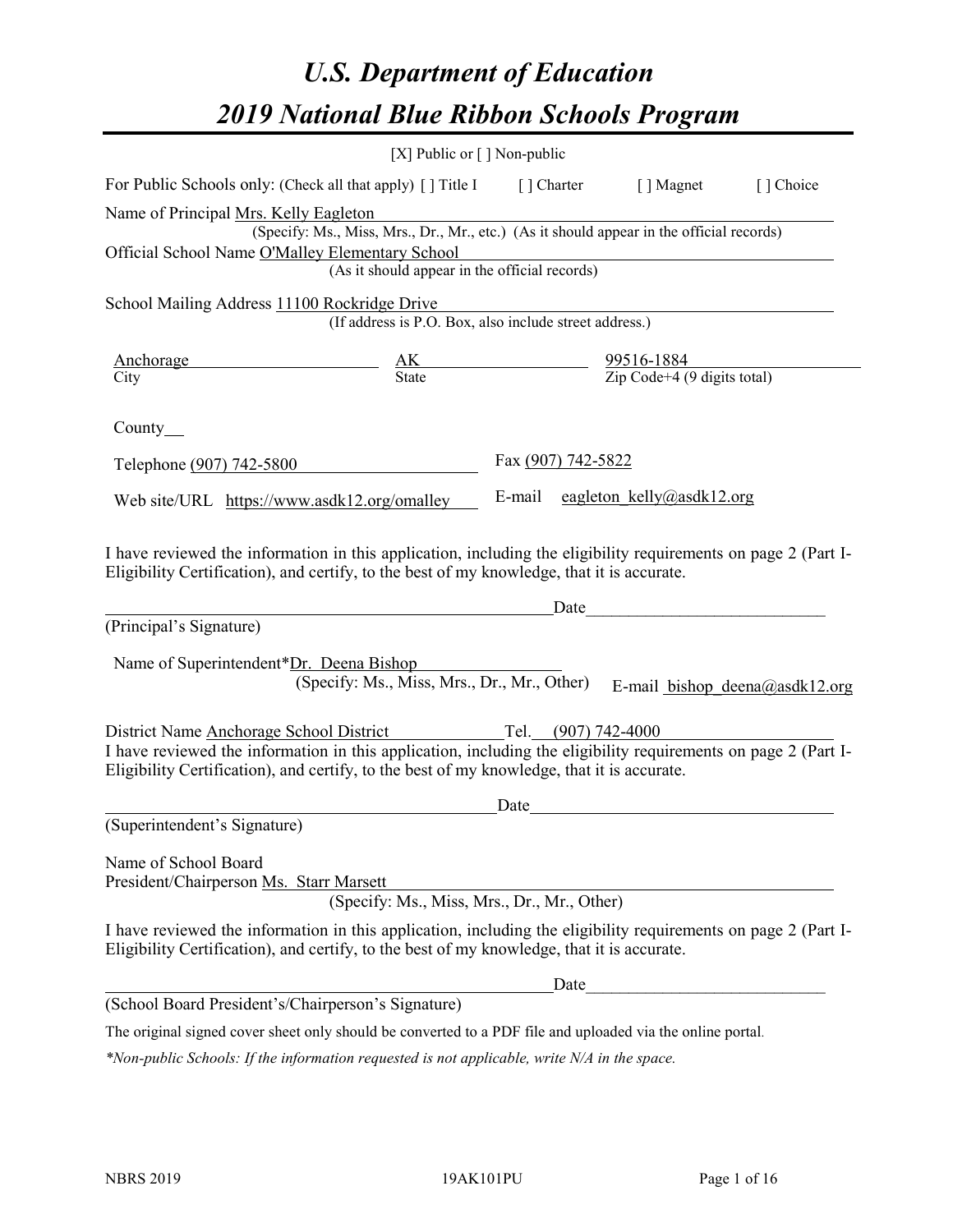# *U.S. Department of Education*

# *2019 National Blue Ribbon Schools Program*

[X] Public or [ ] Non-public

For Public Schools only: (Check all that apply) [ ] Title I [ ] Charter [ ] Magnet [ ] Choice

Name of Principal Mrs. Kelly Eagleton
(Specify: Ms., Miss, Mrs., Dr., Mr., etc.) (As it should appear in the official records)

Official School Name O'Malley Elementary School
(As it should appear in the official records)

School Mailing Address 11100 Rockridge Drive
(If address is P.O. Box, also include street address.)

| Anchorage | AK | 99516-1884 |
|---|---|---|
| City | State | Zip Code+4 (9 digits total) |

County

Telephone (907) 742-5800 Fax (907) 742-5822

Web site/URL https://www.asdk12.org/omalley E-mail eagleton_kelly@asdk12.org

I have reviewed the information in this application, including the eligibility requirements on page 2 (Part I-Eligibility Certification), and certify, to the best of my knowledge, that it is accurate.

_______________________________________ Date_____________________

(Principal's Signature)

Name of Superintendent*Dr. Deena Bishop
(Specify: Ms., Miss, Mrs., Dr., Mr., Other) E-mail bishop_deena@asdk12.org

District Name Anchorage School District Tel. (907) 742-4000

I have reviewed the information in this application, including the eligibility requirements on page 2 (Part I-Eligibility Certification), and certify, to the best of my knowledge, that it is accurate.

_______________________________________ Date_____________________

(Superintendent's Signature)

Name of School Board
President/Chairperson Ms. Starr Marsett
(Specify: Ms., Miss, Mrs., Dr., Mr., Other)

I have reviewed the information in this application, including the eligibility requirements on page 2 (Part I-Eligibility Certification), and certify, to the best of my knowledge, that it is accurate.

_______________________________________ Date_____________________

(School Board President's/Chairperson's Signature)

The original signed cover sheet only should be converted to a PDF file and uploaded via the online portal.

*\*Non-public Schools: If the information requested is not applicable, write N/A in the space.*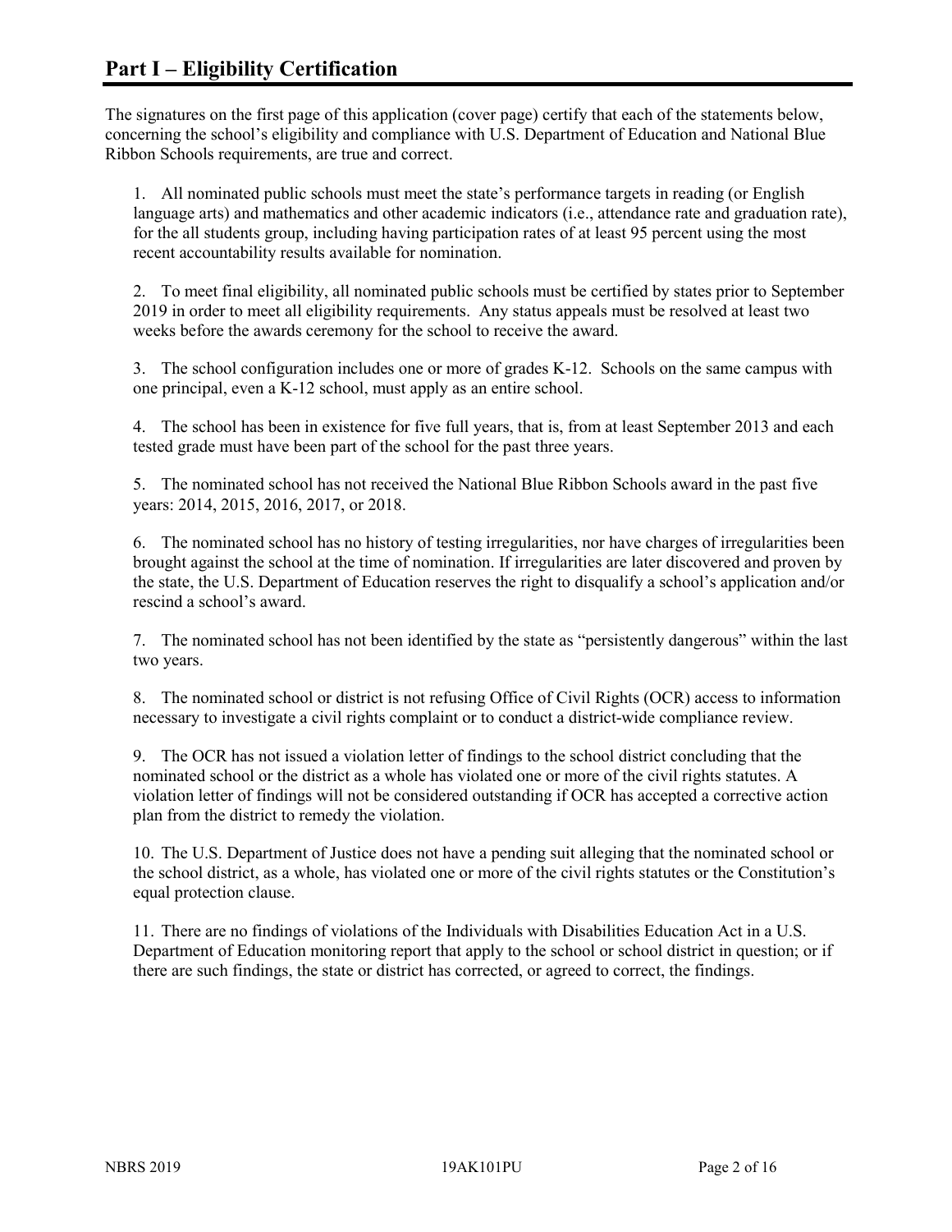# Part I – Eligibility Certification

The signatures on the first page of this application (cover page) certify that each of the statements below, concerning the school's eligibility and compliance with U.S. Department of Education and National Blue Ribbon Schools requirements, are true and correct.

1. All nominated public schools must meet the state's performance targets in reading (or English language arts) and mathematics and other academic indicators (i.e., attendance rate and graduation rate), for the all students group, including having participation rates of at least 95 percent using the most recent accountability results available for nomination.

2. To meet final eligibility, all nominated public schools must be certified by states prior to September 2019 in order to meet all eligibility requirements. Any status appeals must be resolved at least two weeks before the awards ceremony for the school to receive the award.

3. The school configuration includes one or more of grades K-12. Schools on the same campus with one principal, even a K-12 school, must apply as an entire school.

4. The school has been in existence for five full years, that is, from at least September 2013 and each tested grade must have been part of the school for the past three years.

5. The nominated school has not received the National Blue Ribbon Schools award in the past five years: 2014, 2015, 2016, 2017, or 2018.

6. The nominated school has no history of testing irregularities, nor have charges of irregularities been brought against the school at the time of nomination. If irregularities are later discovered and proven by the state, the U.S. Department of Education reserves the right to disqualify a school's application and/or rescind a school's award.

7. The nominated school has not been identified by the state as "persistently dangerous" within the last two years.

8. The nominated school or district is not refusing Office of Civil Rights (OCR) access to information necessary to investigate a civil rights complaint or to conduct a district-wide compliance review.

9. The OCR has not issued a violation letter of findings to the school district concluding that the nominated school or the district as a whole has violated one or more of the civil rights statutes. A violation letter of findings will not be considered outstanding if OCR has accepted a corrective action plan from the district to remedy the violation.

10. The U.S. Department of Justice does not have a pending suit alleging that the nominated school or the school district, as a whole, has violated one or more of the civil rights statutes or the Constitution's equal protection clause.

11. There are no findings of violations of the Individuals with Disabilities Education Act in a U.S. Department of Education monitoring report that apply to the school or school district in question; or if there are such findings, the state or district has corrected, or agreed to correct, the findings.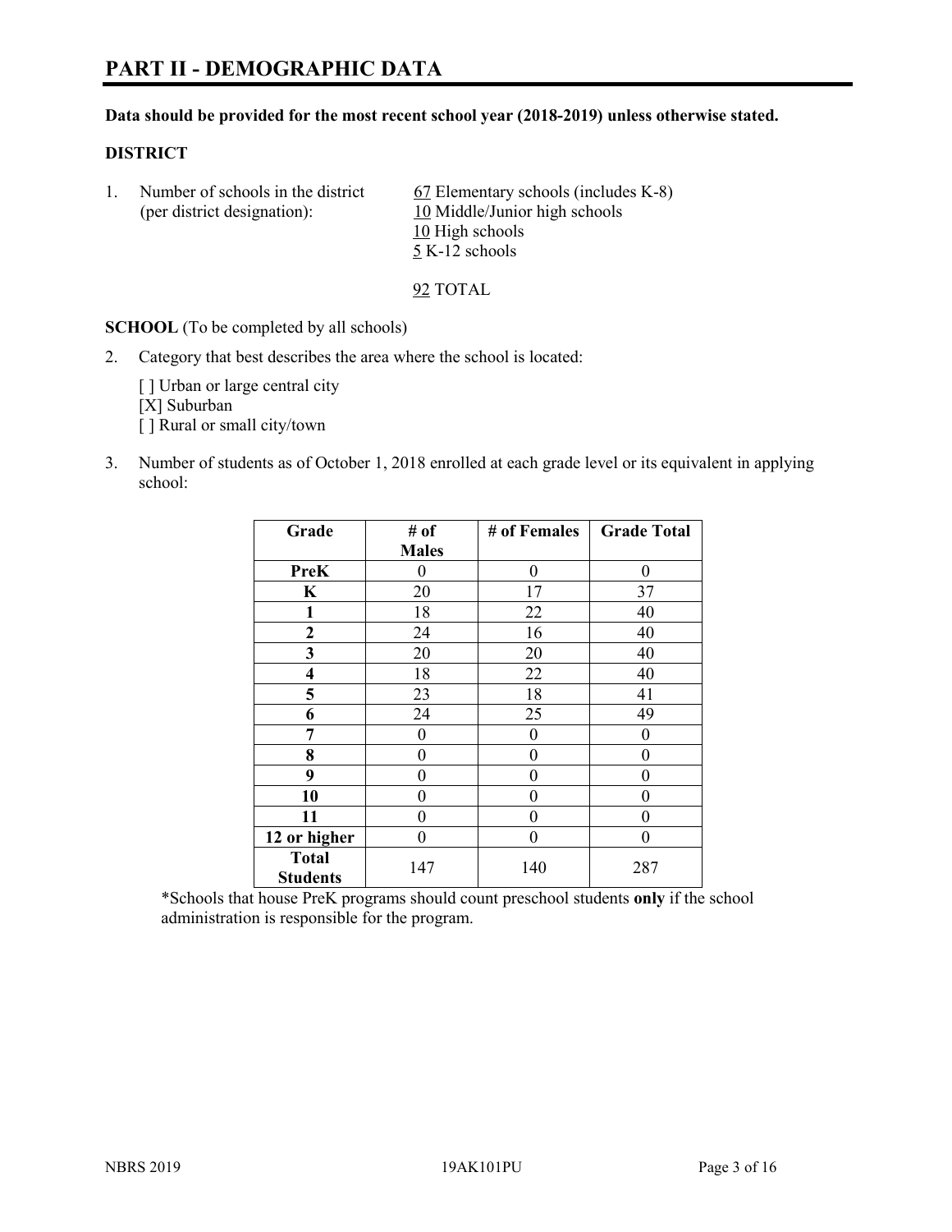# PART II - DEMOGRAPHIC DATA

**Data should be provided for the most recent school year (2018-2019) unless otherwise stated.**

**DISTRICT**

1. Number of schools in the district (per district designation):
   67 Elementary schools (includes K-8)
   10 Middle/Junior high schools
   10 High schools
   5 K-12 schools

   92 TOTAL

**SCHOOL** (To be completed by all schools)

2. Category that best describes the area where the school is located:

   [ ] Urban or large central city
   [X] Suburban
   [ ] Rural or small city/town

3. Number of students as of October 1, 2018 enrolled at each grade level or its equivalent in applying school:

| Grade | # of Males | # of Females | Grade Total |
|---|---|---|---|
| PreK | 0 | 0 | 0 |
| K | 20 | 17 | 37 |
| 1 | 18 | 22 | 40 |
| 2 | 24 | 16 | 40 |
| 3 | 20 | 20 | 40 |
| 4 | 18 | 22 | 40 |
| 5 | 23 | 18 | 41 |
| 6 | 24 | 25 | 49 |
| 7 | 0 | 0 | 0 |
| 8 | 0 | 0 | 0 |
| 9 | 0 | 0 | 0 |
| 10 | 0 | 0 | 0 |
| 11 | 0 | 0 | 0 |
| 12 or higher | 0 | 0 | 0 |
| Total Students | 147 | 140 | 287 |

*Schools that house PreK programs should count preschool students **only** if the school administration is responsible for the program.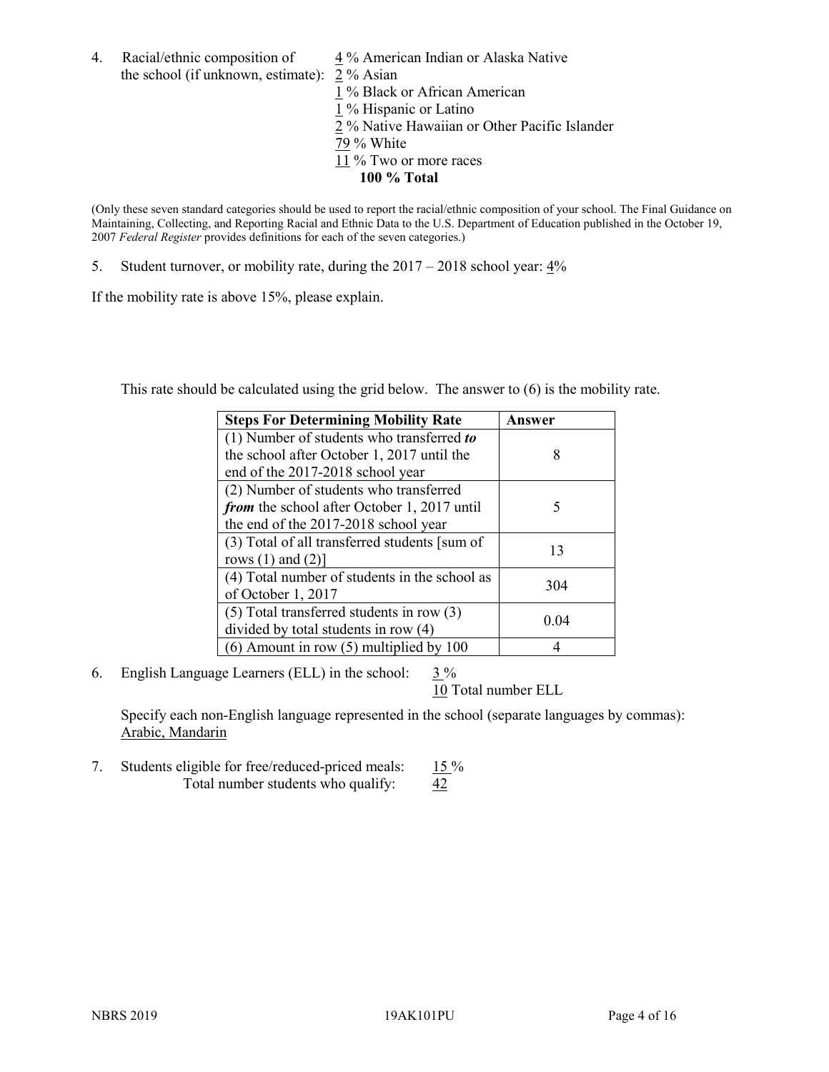4. Racial/ethnic composition of the school (if unknown, estimate):
   4 % American Indian or Alaska Native
   2 % Asian
   1 % Black or African American
   1 % Hispanic or Latino
   2 % Native Hawaiian or Other Pacific Islander
   79 % White
   11 % Two or more races
   **100 % Total**

(Only these seven standard categories should be used to report the racial/ethnic composition of your school. The Final Guidance on Maintaining, Collecting, and Reporting Racial and Ethnic Data to the U.S. Department of Education published in the October 19, 2007 *Federal Register* provides definitions for each of the seven categories.)

5. Student turnover, or mobility rate, during the 2017 – 2018 school year: 4%

If the mobility rate is above 15%, please explain.

This rate should be calculated using the grid below. The answer to (6) is the mobility rate.

| **Steps For Determining Mobility Rate** | **Answer** |
|---|---|
| (1) Number of students who transferred ***to*** the school after October 1, 2017 until the end of the 2017-2018 school year | 8 |
| (2) Number of students who transferred ***from*** the school after October 1, 2017 until the end of the 2017-2018 school year | 5 |
| (3) Total of all transferred students [sum of rows (1) and (2)] | 13 |
| (4) Total number of students in the school as of October 1, 2017 | 304 |
| (5) Total transferred students in row (3) divided by total students in row (4) | 0.04 |
| (6) Amount in row (5) multiplied by 100 | 4 |

6. English Language Learners (ELL) in the school: 3 %
   10 Total number ELL

   Specify each non-English language represented in the school (separate languages by commas):
   Arabic, Mandarin

7. Students eligible for free/reduced-priced meals: 15 %
   Total number students who qualify: 42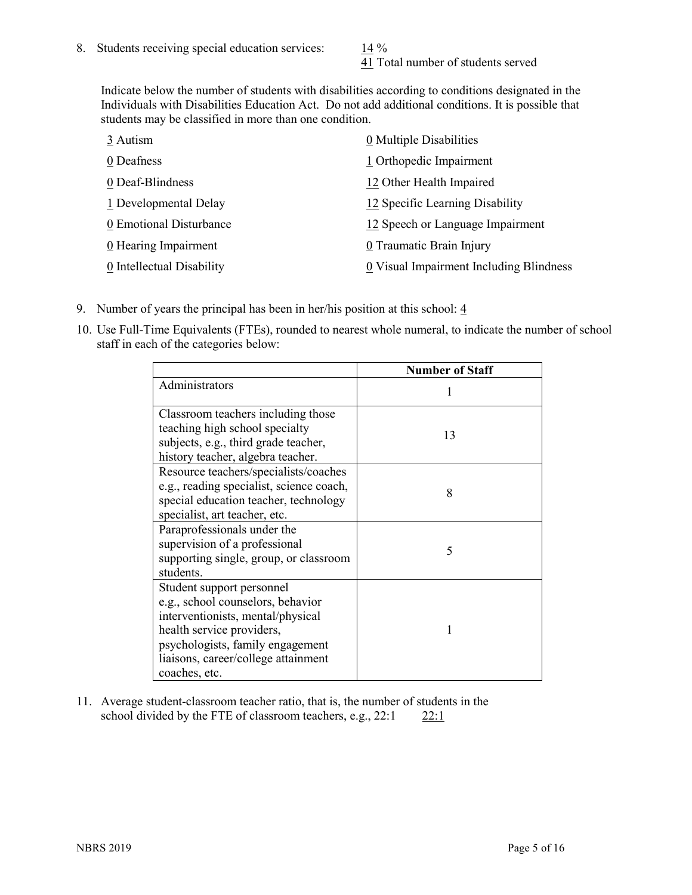8. Students receiving special education services: 14 %
   41 Total number of students served

   Indicate below the number of students with disabilities according to conditions designated in the Individuals with Disabilities Education Act. Do not add additional conditions. It is possible that students may be classified in more than one condition.

   3 Autism
   0 Deafness
   0 Deaf-Blindness
   1 Developmental Delay
   0 Emotional Disturbance
   0 Hearing Impairment
   0 Intellectual Disability
   0 Multiple Disabilities
   1 Orthopedic Impairment
   12 Other Health Impaired
   12 Specific Learning Disability
   12 Speech or Language Impairment
   0 Traumatic Brain Injury
   0 Visual Impairment Including Blindness

9. Number of years the principal has been in her/his position at this school: 4

10. Use Full-Time Equivalents (FTEs), rounded to nearest whole numeral, to indicate the number of school staff in each of the categories below:

| | Number of Staff |
|---|---|
| Administrators | 1 |
| Classroom teachers including those teaching high school specialty subjects, e.g., third grade teacher, history teacher, algebra teacher. | 13 |
| Resource teachers/specialists/coaches e.g., reading specialist, science coach, special education teacher, technology specialist, art teacher, etc. | 8 |
| Paraprofessionals under the supervision of a professional supporting single, group, or classroom students. | 5 |
| Student support personnel e.g., school counselors, behavior interventionists, mental/physical health service providers, psychologists, family engagement liaisons, career/college attainment coaches, etc. | 1 |

11. Average student-classroom teacher ratio, that is, the number of students in the school divided by the FTE of classroom teachers, e.g., 22:1 22:1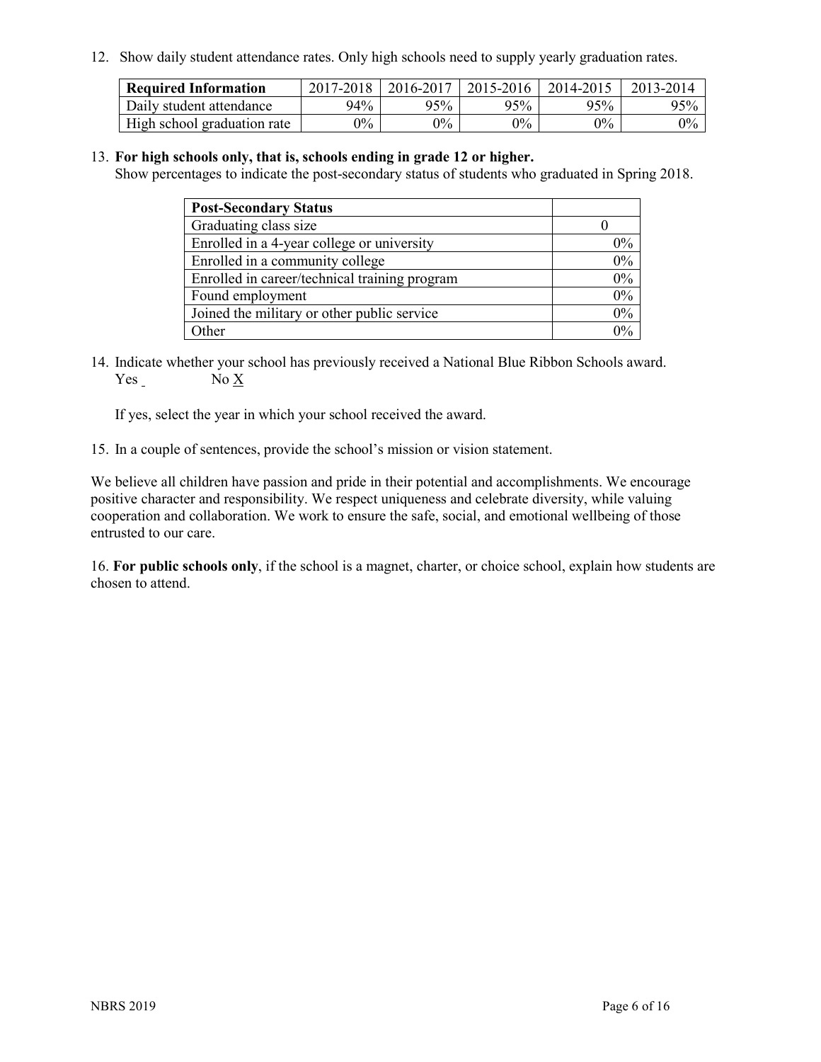12. Show daily student attendance rates. Only high schools need to supply yearly graduation rates.

| Required Information | 2017-2018 | 2016-2017 | 2015-2016 | 2014-2015 | 2013-2014 |
| --- | --- | --- | --- | --- | --- |
| Daily student attendance | 94% | 95% | 95% | 95% | 95% |
| High school graduation rate | 0% | 0% | 0% | 0% | 0% |

13. **For high schools only, that is, schools ending in grade 12 or higher.**
Show percentages to indicate the post-secondary status of students who graduated in Spring 2018.

| Post-Secondary Status | |
| --- | --- |
| Graduating class size | 0 |
| Enrolled in a 4-year college or university | 0% |
| Enrolled in a community college | 0% |
| Enrolled in career/technical training program | 0% |
| Found employment | 0% |
| Joined the military or other public service | 0% |
| Other | 0% |

14. Indicate whether your school has previously received a National Blue Ribbon Schools award.
Yes ___ No X

If yes, select the year in which your school received the award.

15. In a couple of sentences, provide the school's mission or vision statement.

We believe all children have passion and pride in their potential and accomplishments. We encourage positive character and responsibility. We respect uniqueness and celebrate diversity, while valuing cooperation and collaboration. We work to ensure the safe, social, and emotional wellbeing of those entrusted to our care.

16. **For public schools only**, if the school is a magnet, charter, or choice school, explain how students are chosen to attend.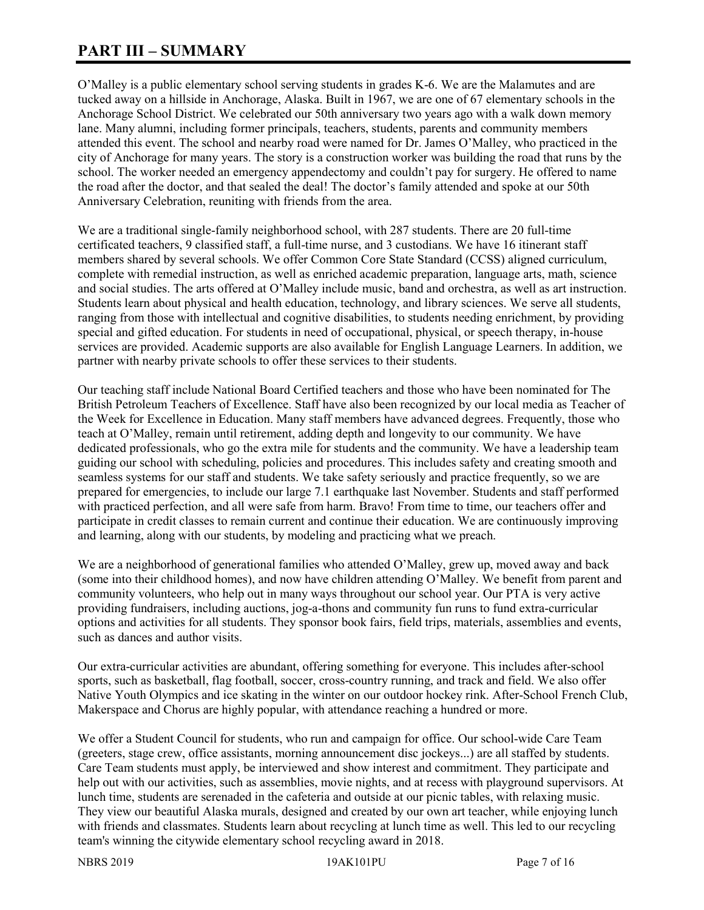# PART III – SUMMARY

O'Malley is a public elementary school serving students in grades K-6. We are the Malamutes and are tucked away on a hillside in Anchorage, Alaska. Built in 1967, we are one of 67 elementary schools in the Anchorage School District. We celebrated our 50th anniversary two years ago with a walk down memory lane. Many alumni, including former principals, teachers, students, parents and community members attended this event. The school and nearby road were named for Dr. James O'Malley, who practiced in the city of Anchorage for many years. The story is a construction worker was building the road that runs by the school. The worker needed an emergency appendectomy and couldn't pay for surgery. He offered to name the road after the doctor, and that sealed the deal! The doctor's family attended and spoke at our 50th Anniversary Celebration, reuniting with friends from the area.

We are a traditional single-family neighborhood school, with 287 students. There are 20 full-time certificated teachers, 9 classified staff, a full-time nurse, and 3 custodians. We have 16 itinerant staff members shared by several schools. We offer Common Core State Standard (CCSS) aligned curriculum, complete with remedial instruction, as well as enriched academic preparation, language arts, math, science and social studies. The arts offered at O'Malley include music, band and orchestra, as well as art instruction. Students learn about physical and health education, technology, and library sciences. We serve all students, ranging from those with intellectual and cognitive disabilities, to students needing enrichment, by providing special and gifted education. For students in need of occupational, physical, or speech therapy, in-house services are provided. Academic supports are also available for English Language Learners. In addition, we partner with nearby private schools to offer these services to their students.

Our teaching staff include National Board Certified teachers and those who have been nominated for The British Petroleum Teachers of Excellence. Staff have also been recognized by our local media as Teacher of the Week for Excellence in Education. Many staff members have advanced degrees. Frequently, those who teach at O'Malley, remain until retirement, adding depth and longevity to our community. We have dedicated professionals, who go the extra mile for students and the community. We have a leadership team guiding our school with scheduling, policies and procedures. This includes safety and creating smooth and seamless systems for our staff and students. We take safety seriously and practice frequently, so we are prepared for emergencies, to include our large 7.1 earthquake last November. Students and staff performed with practiced perfection, and all were safe from harm. Bravo! From time to time, our teachers offer and participate in credit classes to remain current and continue their education. We are continuously improving and learning, along with our students, by modeling and practicing what we preach.

We are a neighborhood of generational families who attended O'Malley, grew up, moved away and back (some into their childhood homes), and now have children attending O'Malley. We benefit from parent and community volunteers, who help out in many ways throughout our school year. Our PTA is very active providing fundraisers, including auctions, jog-a-thons and community fun runs to fund extra-curricular options and activities for all students. They sponsor book fairs, field trips, materials, assemblies and events, such as dances and author visits.

Our extra-curricular activities are abundant, offering something for everyone. This includes after-school sports, such as basketball, flag football, soccer, cross-country running, and track and field. We also offer Native Youth Olympics and ice skating in the winter on our outdoor hockey rink. After-School French Club, Makerspace and Chorus are highly popular, with attendance reaching a hundred or more.

We offer a Student Council for students, who run and campaign for office. Our school-wide Care Team (greeters, stage crew, office assistants, morning announcement disc jockeys...) are all staffed by students. Care Team students must apply, be interviewed and show interest and commitment. They participate and help out with our activities, such as assemblies, movie nights, and at recess with playground supervisors. At lunch time, students are serenaded in the cafeteria and outside at our picnic tables, with relaxing music. They view our beautiful Alaska murals, designed and created by our own art teacher, while enjoying lunch with friends and classmates. Students learn about recycling at lunch time as well. This led to our recycling team's winning the citywide elementary school recycling award in 2018.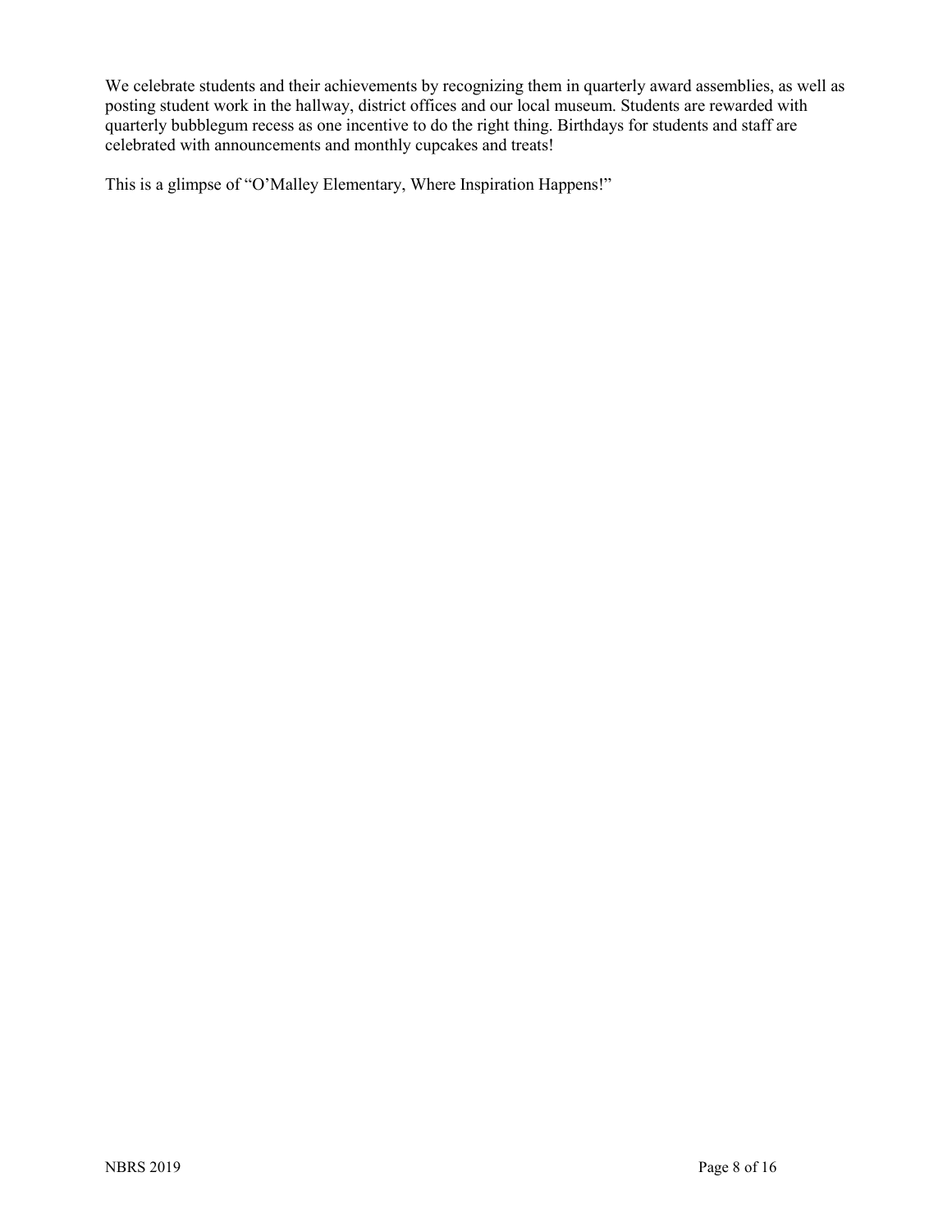We celebrate students and their achievements by recognizing them in quarterly award assemblies, as well as posting student work in the hallway, district offices and our local museum. Students are rewarded with quarterly bubblegum recess as one incentive to do the right thing. Birthdays for students and staff are celebrated with announcements and monthly cupcakes and treats!

This is a glimpse of "O'Malley Elementary, Where Inspiration Happens!"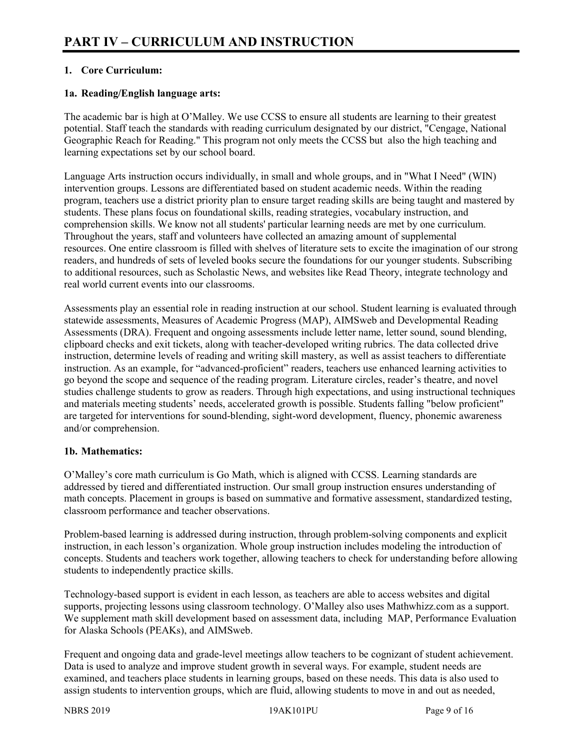# PART IV – CURRICULUM AND INSTRUCTION

## 1. Core Curriculum:

### 1a. Reading/English language arts:

The academic bar is high at O'Malley. We use CCSS to ensure all students are learning to their greatest potential. Staff teach the standards with reading curriculum designated by our district, "Cengage, National Geographic Reach for Reading." This program not only meets the CCSS but also the high teaching and learning expectations set by our school board.

Language Arts instruction occurs individually, in small and whole groups, and in "What I Need" (WIN) intervention groups. Lessons are differentiated based on student academic needs. Within the reading program, teachers use a district priority plan to ensure target reading skills are being taught and mastered by students. These plans focus on foundational skills, reading strategies, vocabulary instruction, and comprehension skills. We know not all students' particular learning needs are met by one curriculum. Throughout the years, staff and volunteers have collected an amazing amount of supplemental resources. One entire classroom is filled with shelves of literature sets to excite the imagination of our strong readers, and hundreds of sets of leveled books secure the foundations for our younger students. Subscribing to additional resources, such as Scholastic News, and websites like Read Theory, integrate technology and real world current events into our classrooms.

Assessments play an essential role in reading instruction at our school. Student learning is evaluated through statewide assessments, Measures of Academic Progress (MAP), AIMSweb and Developmental Reading Assessments (DRA). Frequent and ongoing assessments include letter name, letter sound, sound blending, clipboard checks and exit tickets, along with teacher-developed writing rubrics. The data collected drive instruction, determine levels of reading and writing skill mastery, as well as assist teachers to differentiate instruction. As an example, for "advanced-proficient" readers, teachers use enhanced learning activities to go beyond the scope and sequence of the reading program. Literature circles, reader's theatre, and novel studies challenge students to grow as readers. Through high expectations, and using instructional techniques and materials meeting students' needs, accelerated growth is possible. Students falling "below proficient" are targeted for interventions for sound-blending, sight-word development, fluency, phonemic awareness and/or comprehension.

### 1b. Mathematics:

O'Malley's core math curriculum is Go Math, which is aligned with CCSS. Learning standards are addressed by tiered and differentiated instruction. Our small group instruction ensures understanding of math concepts. Placement in groups is based on summative and formative assessment, standardized testing, classroom performance and teacher observations.

Problem-based learning is addressed during instruction, through problem-solving components and explicit instruction, in each lesson's organization. Whole group instruction includes modeling the introduction of concepts. Students and teachers work together, allowing teachers to check for understanding before allowing students to independently practice skills.

Technology-based support is evident in each lesson, as teachers are able to access websites and digital supports, projecting lessons using classroom technology. O'Malley also uses Mathwhizz.com as a support. We supplement math skill development based on assessment data, including MAP, Performance Evaluation for Alaska Schools (PEAKs), and AIMSweb.

Frequent and ongoing data and grade-level meetings allow teachers to be cognizant of student achievement. Data is used to analyze and improve student growth in several ways. For example, student needs are examined, and teachers place students in learning groups, based on these needs. This data is also used to assign students to intervention groups, which are fluid, allowing students to move in and out as needed,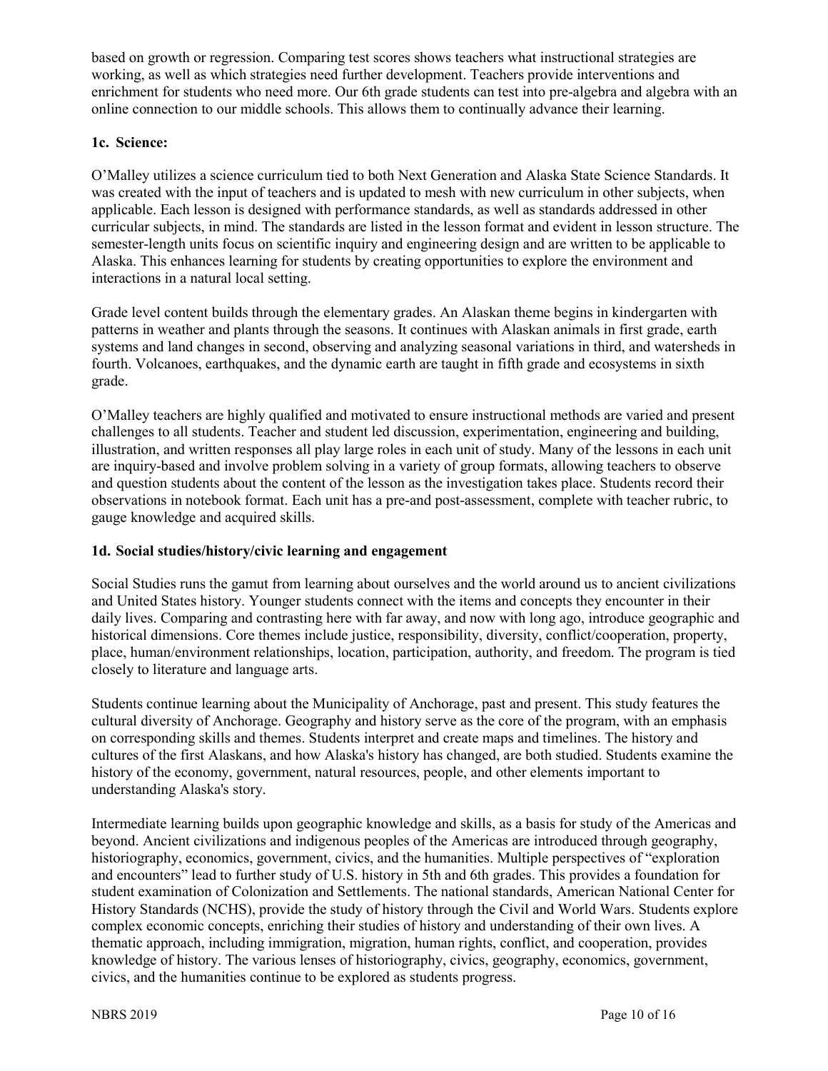based on growth or regression. Comparing test scores shows teachers what instructional strategies are working, as well as which strategies need further development. Teachers provide interventions and enrichment for students who need more. Our 6th grade students can test into pre-algebra and algebra with an online connection to our middle schools. This allows them to continually advance their learning.

### 1c. Science:

O'Malley utilizes a science curriculum tied to both Next Generation and Alaska State Science Standards. It was created with the input of teachers and is updated to mesh with new curriculum in other subjects, when applicable. Each lesson is designed with performance standards, as well as standards addressed in other curricular subjects, in mind. The standards are listed in the lesson format and evident in lesson structure. The semester-length units focus on scientific inquiry and engineering design and are written to be applicable to Alaska. This enhances learning for students by creating opportunities to explore the environment and interactions in a natural local setting.

Grade level content builds through the elementary grades. An Alaskan theme begins in kindergarten with patterns in weather and plants through the seasons. It continues with Alaskan animals in first grade, earth systems and land changes in second, observing and analyzing seasonal variations in third, and watersheds in fourth. Volcanoes, earthquakes, and the dynamic earth are taught in fifth grade and ecosystems in sixth grade.

O'Malley teachers are highly qualified and motivated to ensure instructional methods are varied and present challenges to all students. Teacher and student led discussion, experimentation, engineering and building, illustration, and written responses all play large roles in each unit of study. Many of the lessons in each unit are inquiry-based and involve problem solving in a variety of group formats, allowing teachers to observe and question students about the content of the lesson as the investigation takes place. Students record their observations in notebook format. Each unit has a pre-and post-assessment, complete with teacher rubric, to gauge knowledge and acquired skills.

### 1d. Social studies/history/civic learning and engagement

Social Studies runs the gamut from learning about ourselves and the world around us to ancient civilizations and United States history. Younger students connect with the items and concepts they encounter in their daily lives. Comparing and contrasting here with far away, and now with long ago, introduce geographic and historical dimensions. Core themes include justice, responsibility, diversity, conflict/cooperation, property, place, human/environment relationships, location, participation, authority, and freedom. The program is tied closely to literature and language arts.

Students continue learning about the Municipality of Anchorage, past and present. This study features the cultural diversity of Anchorage. Geography and history serve as the core of the program, with an emphasis on corresponding skills and themes. Students interpret and create maps and timelines. The history and cultures of the first Alaskans, and how Alaska's history has changed, are both studied. Students examine the history of the economy, government, natural resources, people, and other elements important to understanding Alaska's story.

Intermediate learning builds upon geographic knowledge and skills, as a basis for study of the Americas and beyond. Ancient civilizations and indigenous peoples of the Americas are introduced through geography, historiography, economics, government, civics, and the humanities. Multiple perspectives of "exploration and encounters" lead to further study of U.S. history in 5th and 6th grades. This provides a foundation for student examination of Colonization and Settlements. The national standards, American National Center for History Standards (NCHS), provide the study of history through the Civil and World Wars. Students explore complex economic concepts, enriching their studies of history and understanding of their own lives. A thematic approach, including immigration, migration, human rights, conflict, and cooperation, provides knowledge of history. The various lenses of historiography, civics, geography, economics, government, civics, and the humanities continue to be explored as students progress.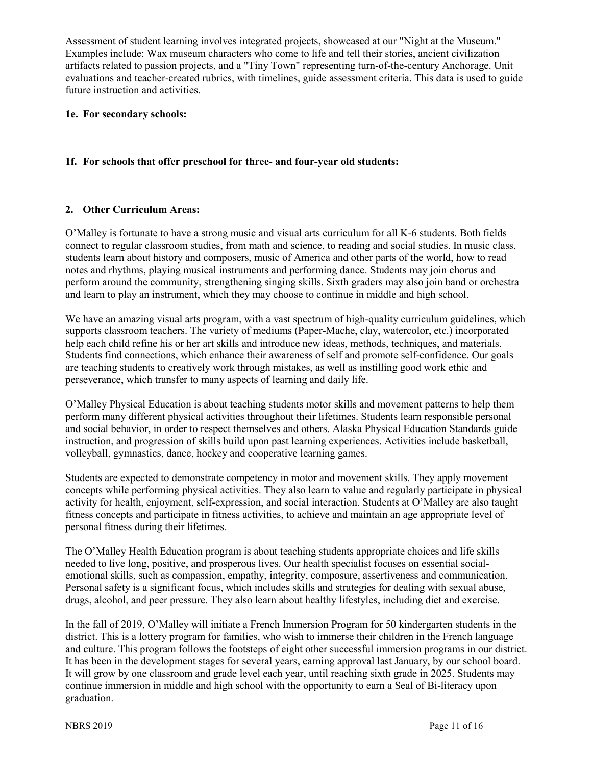Assessment of student learning involves integrated projects, showcased at our "Night at the Museum." Examples include: Wax museum characters who come to life and tell their stories, ancient civilization artifacts related to passion projects, and a "Tiny Town" representing turn-of-the-century Anchorage. Unit evaluations and teacher-created rubrics, with timelines, guide assessment criteria. This data is used to guide future instruction and activities.

**1e. For secondary schools:**

**1f. For schools that offer preschool for three- and four-year old students:**

**2. Other Curriculum Areas:**

O'Malley is fortunate to have a strong music and visual arts curriculum for all K-6 students. Both fields connect to regular classroom studies, from math and science, to reading and social studies. In music class, students learn about history and composers, music of America and other parts of the world, how to read notes and rhythms, playing musical instruments and performing dance. Students may join chorus and perform around the community, strengthening singing skills. Sixth graders may also join band or orchestra and learn to play an instrument, which they may choose to continue in middle and high school.

We have an amazing visual arts program, with a vast spectrum of high-quality curriculum guidelines, which supports classroom teachers. The variety of mediums (Paper-Mache, clay, watercolor, etc.) incorporated help each child refine his or her art skills and introduce new ideas, methods, techniques, and materials. Students find connections, which enhance their awareness of self and promote self-confidence. Our goals are teaching students to creatively work through mistakes, as well as instilling good work ethic and perseverance, which transfer to many aspects of learning and daily life.

O'Malley Physical Education is about teaching students motor skills and movement patterns to help them perform many different physical activities throughout their lifetimes. Students learn responsible personal and social behavior, in order to respect themselves and others. Alaska Physical Education Standards guide instruction, and progression of skills build upon past learning experiences. Activities include basketball, volleyball, gymnastics, dance, hockey and cooperative learning games.

Students are expected to demonstrate competency in motor and movement skills. They apply movement concepts while performing physical activities. They also learn to value and regularly participate in physical activity for health, enjoyment, self-expression, and social interaction. Students at O'Malley are also taught fitness concepts and participate in fitness activities, to achieve and maintain an age appropriate level of personal fitness during their lifetimes.

The O'Malley Health Education program is about teaching students appropriate choices and life skills needed to live long, positive, and prosperous lives. Our health specialist focuses on essential social-emotional skills, such as compassion, empathy, integrity, composure, assertiveness and communication. Personal safety is a significant focus, which includes skills and strategies for dealing with sexual abuse, drugs, alcohol, and peer pressure. They also learn about healthy lifestyles, including diet and exercise.

In the fall of 2019, O'Malley will initiate a French Immersion Program for 50 kindergarten students in the district. This is a lottery program for families, who wish to immerse their children in the French language and culture. This program follows the footsteps of eight other successful immersion programs in our district. It has been in the development stages for several years, earning approval last January, by our school board. It will grow by one classroom and grade level each year, until reaching sixth grade in 2025. Students may continue immersion in middle and high school with the opportunity to earn a Seal of Bi-literacy upon graduation.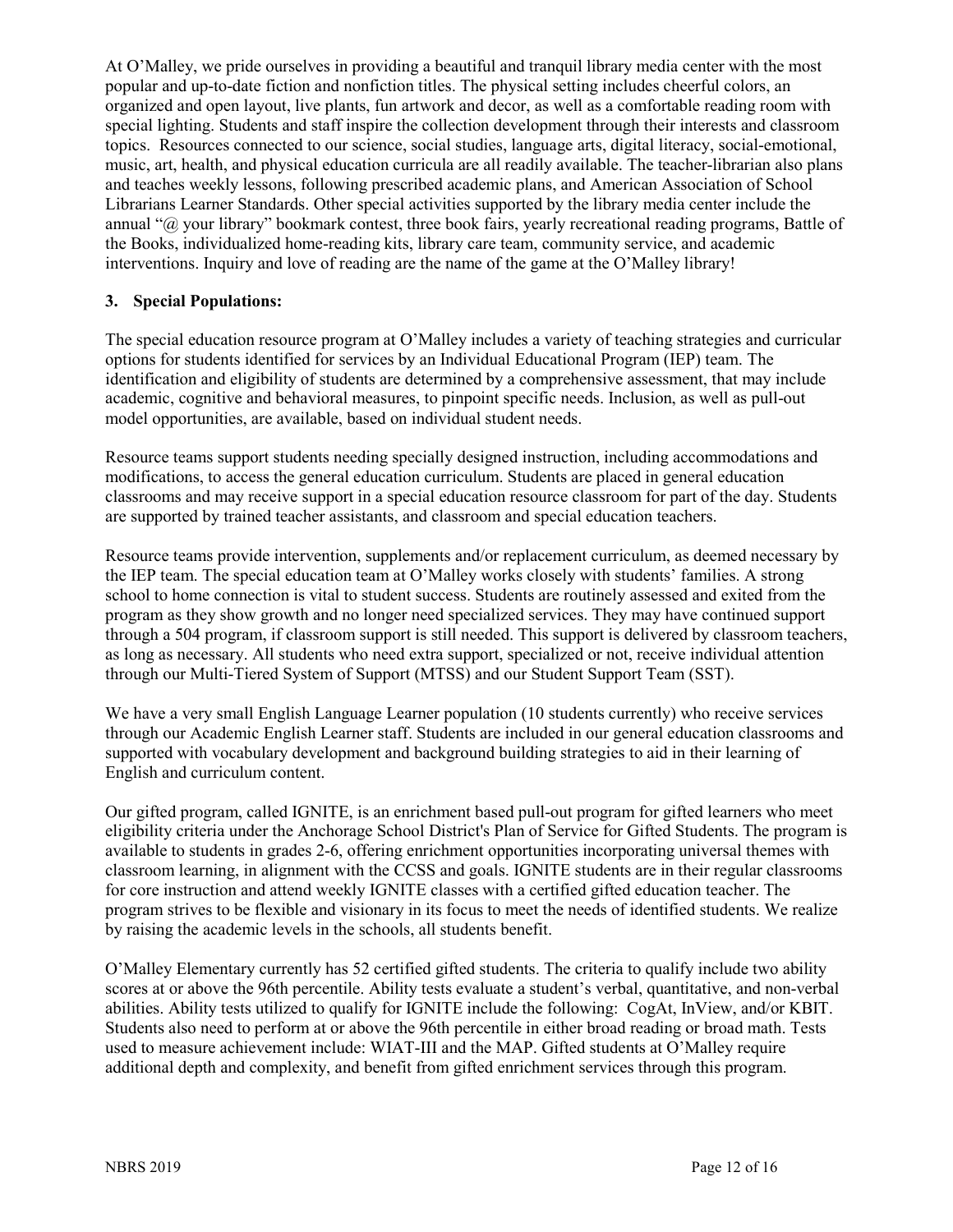At O'Malley, we pride ourselves in providing a beautiful and tranquil library media center with the most popular and up-to-date fiction and nonfiction titles. The physical setting includes cheerful colors, an organized and open layout, live plants, fun artwork and decor, as well as a comfortable reading room with special lighting. Students and staff inspire the collection development through their interests and classroom topics. Resources connected to our science, social studies, language arts, digital literacy, social-emotional, music, art, health, and physical education curricula are all readily available. The teacher-librarian also plans and teaches weekly lessons, following prescribed academic plans, and American Association of School Librarians Learner Standards. Other special activities supported by the library media center include the annual "@ your library" bookmark contest, three book fairs, yearly recreational reading programs, Battle of the Books, individualized home-reading kits, library care team, community service, and academic interventions. Inquiry and love of reading are the name of the game at the O'Malley library!

### 3. Special Populations:

The special education resource program at O'Malley includes a variety of teaching strategies and curricular options for students identified for services by an Individual Educational Program (IEP) team. The identification and eligibility of students are determined by a comprehensive assessment, that may include academic, cognitive and behavioral measures, to pinpoint specific needs. Inclusion, as well as pull-out model opportunities, are available, based on individual student needs.

Resource teams support students needing specially designed instruction, including accommodations and modifications, to access the general education curriculum. Students are placed in general education classrooms and may receive support in a special education resource classroom for part of the day. Students are supported by trained teacher assistants, and classroom and special education teachers.

Resource teams provide intervention, supplements and/or replacement curriculum, as deemed necessary by the IEP team. The special education team at O'Malley works closely with students' families. A strong school to home connection is vital to student success. Students are routinely assessed and exited from the program as they show growth and no longer need specialized services. They may have continued support through a 504 program, if classroom support is still needed. This support is delivered by classroom teachers, as long as necessary. All students who need extra support, specialized or not, receive individual attention through our Multi-Tiered System of Support (MTSS) and our Student Support Team (SST).

We have a very small English Language Learner population (10 students currently) who receive services through our Academic English Learner staff. Students are included in our general education classrooms and supported with vocabulary development and background building strategies to aid in their learning of English and curriculum content.

Our gifted program, called IGNITE, is an enrichment based pull-out program for gifted learners who meet eligibility criteria under the Anchorage School District's Plan of Service for Gifted Students. The program is available to students in grades 2-6, offering enrichment opportunities incorporating universal themes with classroom learning, in alignment with the CCSS and goals. IGNITE students are in their regular classrooms for core instruction and attend weekly IGNITE classes with a certified gifted education teacher. The program strives to be flexible and visionary in its focus to meet the needs of identified students. We realize by raising the academic levels in the schools, all students benefit.

O'Malley Elementary currently has 52 certified gifted students. The criteria to qualify include two ability scores at or above the 96th percentile. Ability tests evaluate a student's verbal, quantitative, and non-verbal abilities. Ability tests utilized to qualify for IGNITE include the following: CogAt, InView, and/or KBIT. Students also need to perform at or above the 96th percentile in either broad reading or broad math. Tests used to measure achievement include: WIAT-III and the MAP. Gifted students at O'Malley require additional depth and complexity, and benefit from gifted enrichment services through this program.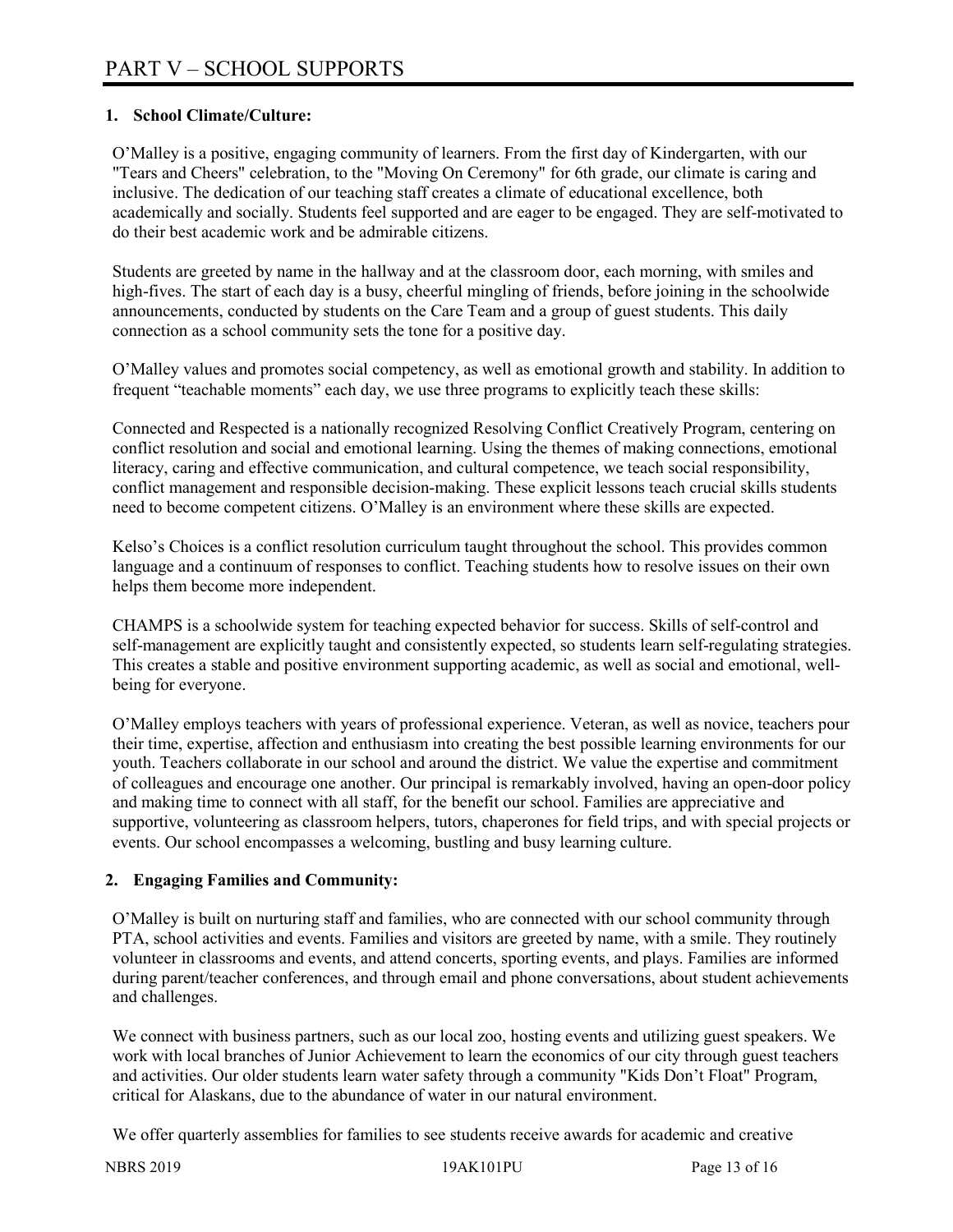# PART V – SCHOOL SUPPORTS

## 1. School Climate/Culture:

O'Malley is a positive, engaging community of learners. From the first day of Kindergarten, with our "Tears and Cheers" celebration, to the "Moving On Ceremony" for 6th grade, our climate is caring and inclusive. The dedication of our teaching staff creates a climate of educational excellence, both academically and socially. Students feel supported and are eager to be engaged. They are self-motivated to do their best academic work and be admirable citizens.

Students are greeted by name in the hallway and at the classroom door, each morning, with smiles and high-fives. The start of each day is a busy, cheerful mingling of friends, before joining in the schoolwide announcements, conducted by students on the Care Team and a group of guest students. This daily connection as a school community sets the tone for a positive day.

O'Malley values and promotes social competency, as well as emotional growth and stability. In addition to frequent "teachable moments" each day, we use three programs to explicitly teach these skills:

Connected and Respected is a nationally recognized Resolving Conflict Creatively Program, centering on conflict resolution and social and emotional learning. Using the themes of making connections, emotional literacy, caring and effective communication, and cultural competence, we teach social responsibility, conflict management and responsible decision-making. These explicit lessons teach crucial skills students need to become competent citizens. O'Malley is an environment where these skills are expected.

Kelso's Choices is a conflict resolution curriculum taught throughout the school. This provides common language and a continuum of responses to conflict. Teaching students how to resolve issues on their own helps them become more independent.

CHAMPS is a schoolwide system for teaching expected behavior for success. Skills of self-control and self-management are explicitly taught and consistently expected, so students learn self-regulating strategies. This creates a stable and positive environment supporting academic, as well as social and emotional, well-being for everyone.

O'Malley employs teachers with years of professional experience. Veteran, as well as novice, teachers pour their time, expertise, affection and enthusiasm into creating the best possible learning environments for our youth. Teachers collaborate in our school and around the district. We value the expertise and commitment of colleagues and encourage one another. Our principal is remarkably involved, having an open-door policy and making time to connect with all staff, for the benefit our school. Families are appreciative and supportive, volunteering as classroom helpers, tutors, chaperones for field trips, and with special projects or events. Our school encompasses a welcoming, bustling and busy learning culture.

## 2. Engaging Families and Community:

O'Malley is built on nurturing staff and families, who are connected with our school community through PTA, school activities and events. Families and visitors are greeted by name, with a smile. They routinely volunteer in classrooms and events, and attend concerts, sporting events, and plays. Families are informed during parent/teacher conferences, and through email and phone conversations, about student achievements and challenges.

We connect with business partners, such as our local zoo, hosting events and utilizing guest speakers. We work with local branches of Junior Achievement to learn the economics of our city through guest teachers and activities. Our older students learn water safety through a community "Kids Don't Float" Program, critical for Alaskans, due to the abundance of water in our natural environment.

We offer quarterly assemblies for families to see students receive awards for academic and creative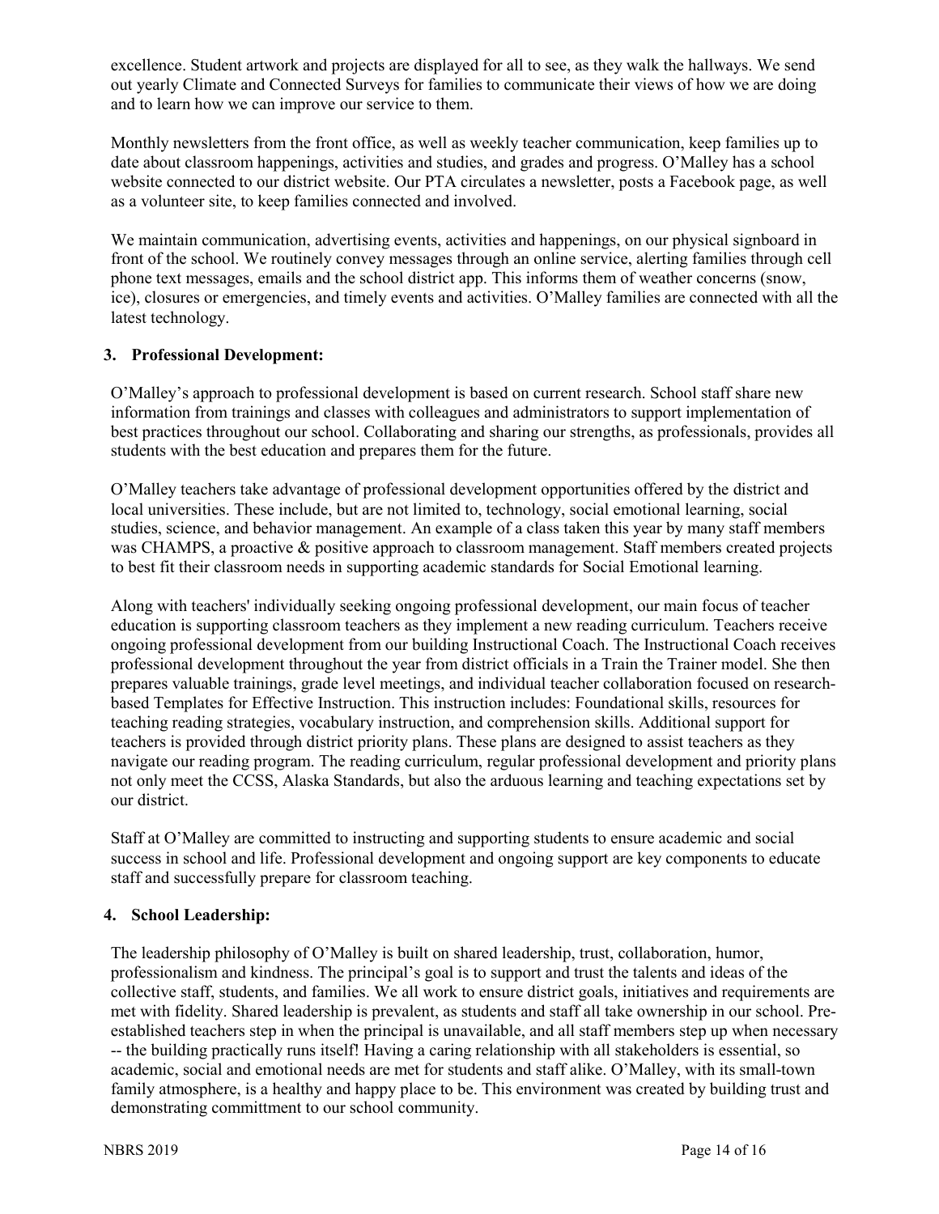excellence. Student artwork and projects are displayed for all to see, as they walk the hallways. We send out yearly Climate and Connected Surveys for families to communicate their views of how we are doing and to learn how we can improve our service to them.

Monthly newsletters from the front office, as well as weekly teacher communication, keep families up to date about classroom happenings, activities and studies, and grades and progress. O'Malley has a school website connected to our district website. Our PTA circulates a newsletter, posts a Facebook page, as well as a volunteer site, to keep families connected and involved.

We maintain communication, advertising events, activities and happenings, on our physical signboard in front of the school. We routinely convey messages through an online service, alerting families through cell phone text messages, emails and the school district app. This informs them of weather concerns (snow, ice), closures or emergencies, and timely events and activities. O'Malley families are connected with all the latest technology.

### 3. Professional Development:

O'Malley's approach to professional development is based on current research. School staff share new information from trainings and classes with colleagues and administrators to support implementation of best practices throughout our school. Collaborating and sharing our strengths, as professionals, provides all students with the best education and prepares them for the future.

O'Malley teachers take advantage of professional development opportunities offered by the district and local universities. These include, but are not limited to, technology, social emotional learning, social studies, science, and behavior management. An example of a class taken this year by many staff members was CHAMPS, a proactive & positive approach to classroom management. Staff members created projects to best fit their classroom needs in supporting academic standards for Social Emotional learning.

Along with teachers' individually seeking ongoing professional development, our main focus of teacher education is supporting classroom teachers as they implement a new reading curriculum. Teachers receive ongoing professional development from our building Instructional Coach. The Instructional Coach receives professional development throughout the year from district officials in a Train the Trainer model. She then prepares valuable trainings, grade level meetings, and individual teacher collaboration focused on research-based Templates for Effective Instruction. This instruction includes: Foundational skills, resources for teaching reading strategies, vocabulary instruction, and comprehension skills. Additional support for teachers is provided through district priority plans. These plans are designed to assist teachers as they navigate our reading program. The reading curriculum, regular professional development and priority plans not only meet the CCSS, Alaska Standards, but also the arduous learning and teaching expectations set by our district.

Staff at O'Malley are committed to instructing and supporting students to ensure academic and social success in school and life. Professional development and ongoing support are key components to educate staff and successfully prepare for classroom teaching.

### 4. School Leadership:

The leadership philosophy of O'Malley is built on shared leadership, trust, collaboration, humor, professionalism and kindness. The principal's goal is to support and trust the talents and ideas of the collective staff, students, and families. We all work to ensure district goals, initiatives and requirements are met with fidelity. Shared leadership is prevalent, as students and staff all take ownership in our school. Pre-established teachers step in when the principal is unavailable, and all staff members step up when necessary -- the building practically runs itself! Having a caring relationship with all stakeholders is essential, so academic, social and emotional needs are met for students and staff alike. O'Malley, with its small-town family atmosphere, is a healthy and happy place to be. This environment was created by building trust and demonstrating committment to our school community.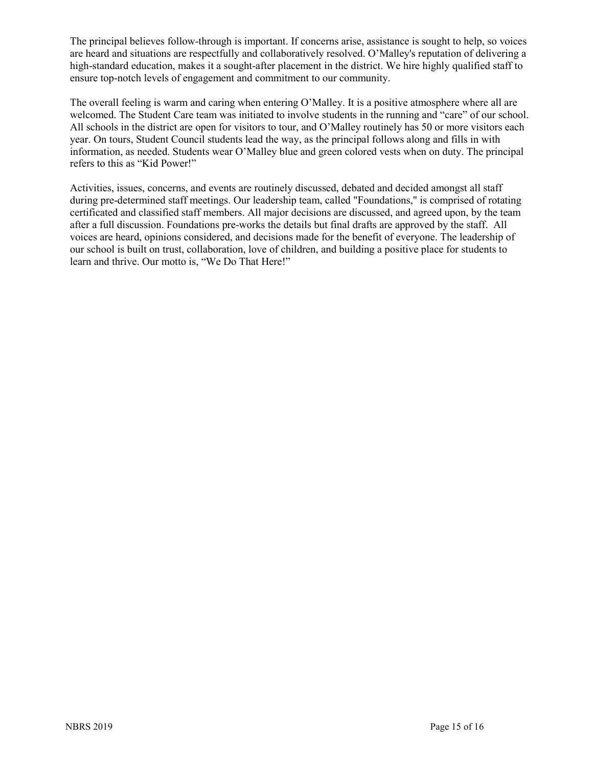The principal believes follow-through is important. If concerns arise, assistance is sought to help, so voices are heard and situations are respectfully and collaboratively resolved. O'Malley's reputation of delivering a high-standard education, makes it a sought-after placement in the district. We hire highly qualified staff to ensure top-notch levels of engagement and commitment to our community.

The overall feeling is warm and caring when entering O'Malley. It is a positive atmosphere where all are welcomed. The Student Care team was initiated to involve students in the running and "care" of our school. All schools in the district are open for visitors to tour, and O'Malley routinely has 50 or more visitors each year. On tours, Student Council students lead the way, as the principal follows along and fills in with information, as needed. Students wear O'Malley blue and green colored vests when on duty. The principal refers to this as "Kid Power!"

Activities, issues, concerns, and events are routinely discussed, debated and decided amongst all staff during pre-determined staff meetings. Our leadership team, called "Foundations," is comprised of rotating certificated and classified staff members. All major decisions are discussed, and agreed upon, by the team after a full discussion. Foundations pre-works the details but final drafts are approved by the staff. All voices are heard, opinions considered, and decisions made for the benefit of everyone. The leadership of our school is built on trust, collaboration, love of children, and building a positive place for students to learn and thrive. Our motto is, "We Do That Here!"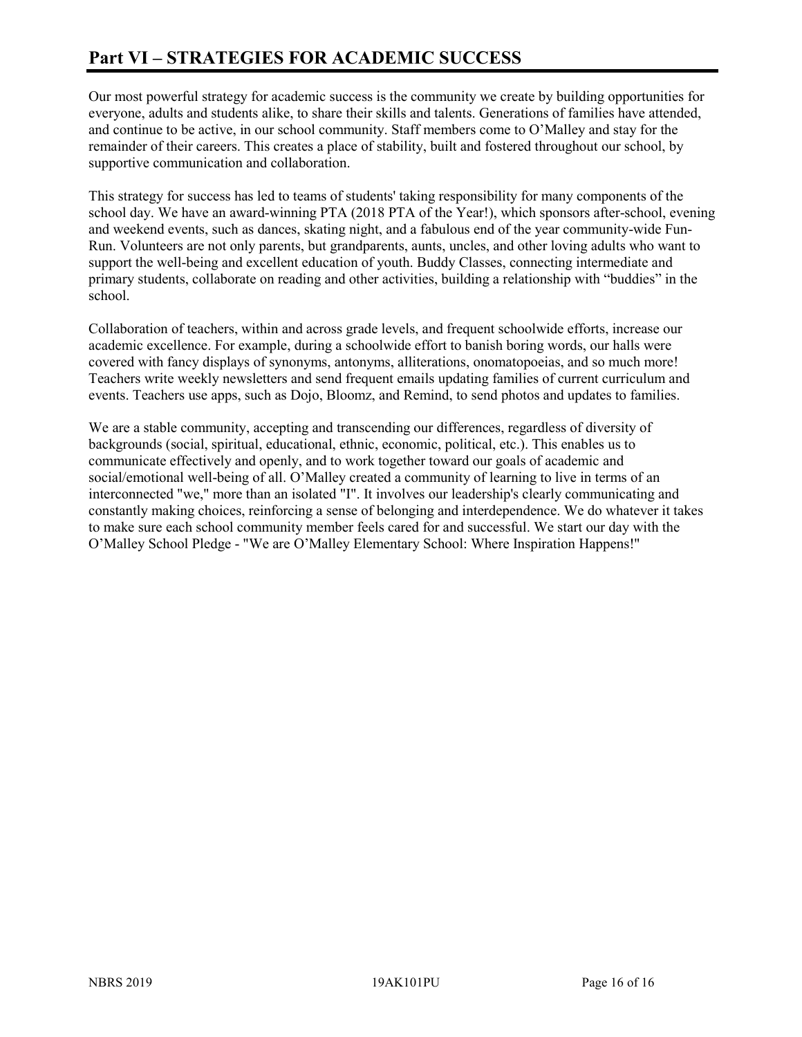## Part VI – STRATEGIES FOR ACADEMIC SUCCESS

Our most powerful strategy for academic success is the community we create by building opportunities for everyone, adults and students alike, to share their skills and talents. Generations of families have attended, and continue to be active, in our school community. Staff members come to O'Malley and stay for the remainder of their careers. This creates a place of stability, built and fostered throughout our school, by supportive communication and collaboration.

This strategy for success has led to teams of students' taking responsibility for many components of the school day. We have an award-winning PTA (2018 PTA of the Year!), which sponsors after-school, evening and weekend events, such as dances, skating night, and a fabulous end of the year community-wide Fun-Run. Volunteers are not only parents, but grandparents, aunts, uncles, and other loving adults who want to support the well-being and excellent education of youth. Buddy Classes, connecting intermediate and primary students, collaborate on reading and other activities, building a relationship with "buddies" in the school.

Collaboration of teachers, within and across grade levels, and frequent schoolwide efforts, increase our academic excellence. For example, during a schoolwide effort to banish boring words, our halls were covered with fancy displays of synonyms, antonyms, alliterations, onomatopoeias, and so much more! Teachers write weekly newsletters and send frequent emails updating families of current curriculum and events. Teachers use apps, such as Dojo, Bloomz, and Remind, to send photos and updates to families.

We are a stable community, accepting and transcending our differences, regardless of diversity of backgrounds (social, spiritual, educational, ethnic, economic, political, etc.). This enables us to communicate effectively and openly, and to work together toward our goals of academic and social/emotional well-being of all. O'Malley created a community of learning to live in terms of an interconnected "we," more than an isolated "I". It involves our leadership's clearly communicating and constantly making choices, reinforcing a sense of belonging and interdependence. We do whatever it takes to make sure each school community member feels cared for and successful. We start our day with the O'Malley School Pledge - "We are O'Malley Elementary School: Where Inspiration Happens!"